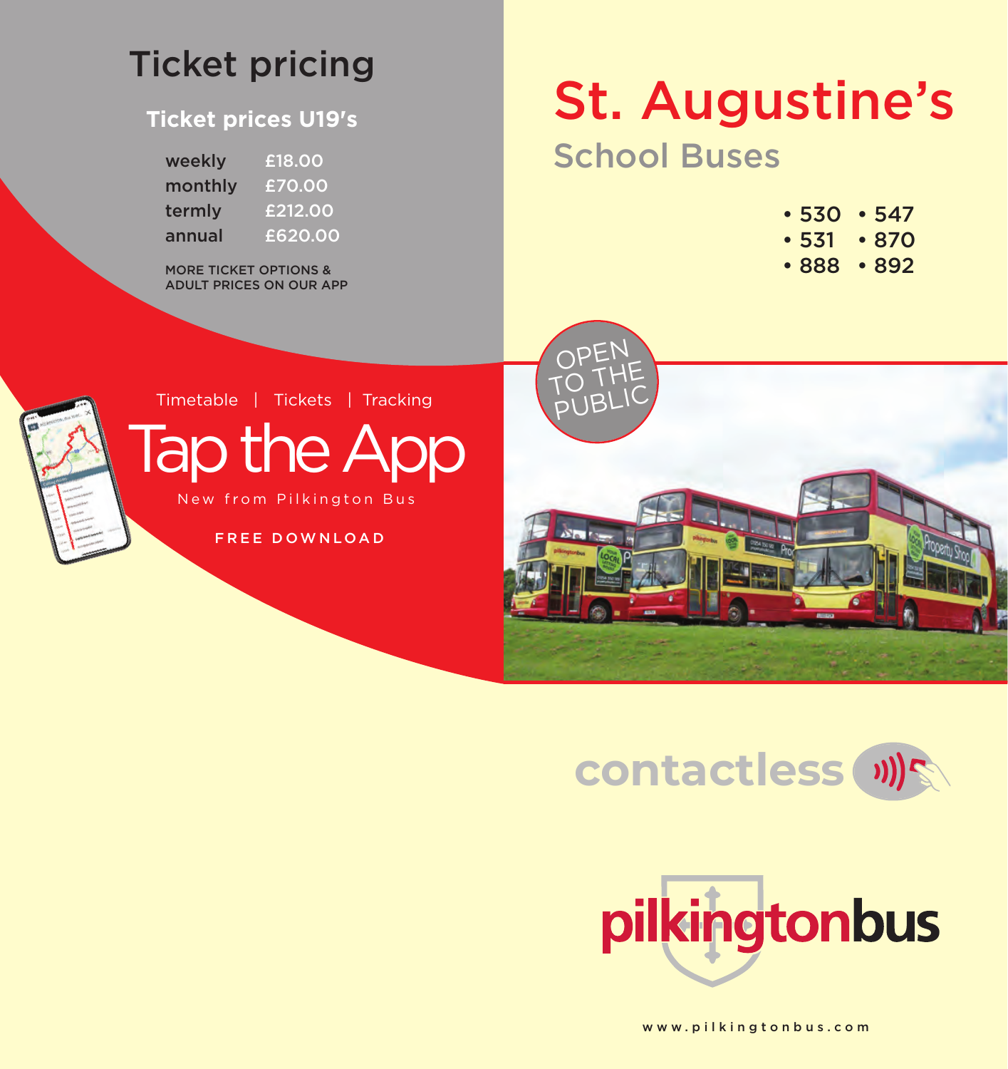# Ticket pricing

## Ticket prices U19's

| | |
|---|---|
| weekly | £18.00 |
| monthly | £70.00 |
| termly | £212.00 |
| annual | £620.00 |

MORE TICKET OPTIONS & ADULT PRICES ON OUR APP

Timetable | Tickets | Tracking

# Tap the App

New from Pilkington Bus

FREE DOWNLOAD

# St. Augustine's

## School Buses

- 530
- 547
- 531
- 870
- 888
- 892

OPEN TO THE PUBLIC

contactless

pilkingtonbus

www.pilkingtonbus.com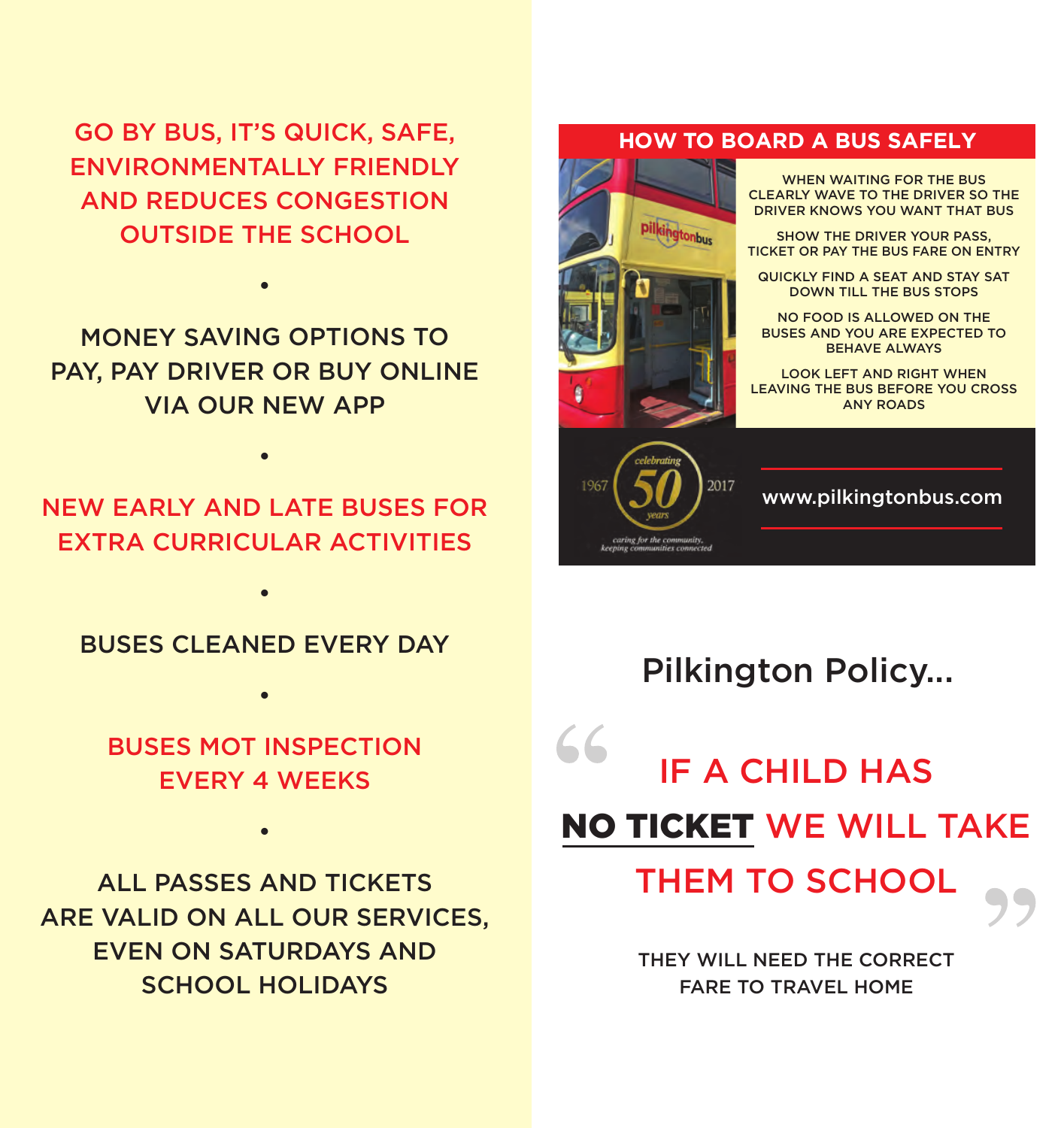GO BY BUS, IT'S QUICK, SAFE, ENVIRONMENTALLY FRIENDLY AND REDUCES CONGESTION OUTSIDE THE SCHOOL

•

MONEY SAVING OPTIONS TO PAY, PAY DRIVER OR BUY ONLINE VIA OUR NEW APP

•

NEW EARLY AND LATE BUSES FOR EXTRA CURRICULAR ACTIVITIES

•

BUSES CLEANED EVERY DAY

•

BUSES MOT INSPECTION EVERY 4 WEEKS

•

ALL PASSES AND TICKETS ARE VALID ON ALL OUR SERVICES, EVEN ON SATURDAYS AND SCHOOL HOLIDAYS

## HOW TO BOARD A BUS SAFELY

WHEN WAITING FOR THE BUS CLEARLY WAVE TO THE DRIVER SO THE DRIVER KNOWS YOU WANT THAT BUS

SHOW THE DRIVER YOUR PASS, TICKET OR PAY THE BUS FARE ON ENTRY

QUICKLY FIND A SEAT AND STAY SAT DOWN TILL THE BUS STOPS

NO FOOD IS ALLOWED ON THE BUSES AND YOU ARE EXPECTED TO BEHAVE ALWAYS

LOOK LEFT AND RIGHT WHEN LEAVING THE BUS BEFORE YOU CROSS ANY ROADS

1967 *celebrating* 50 *years* 2017

*caring for the community, keeping communities connected*

www.pilkingtonbus.com

## Pilkington Policy...

"IF A CHILD HAS **NO TICKET** WE WILL TAKE THEM TO SCHOOL"

THEY WILL NEED THE CORRECT FARE TO TRAVEL HOME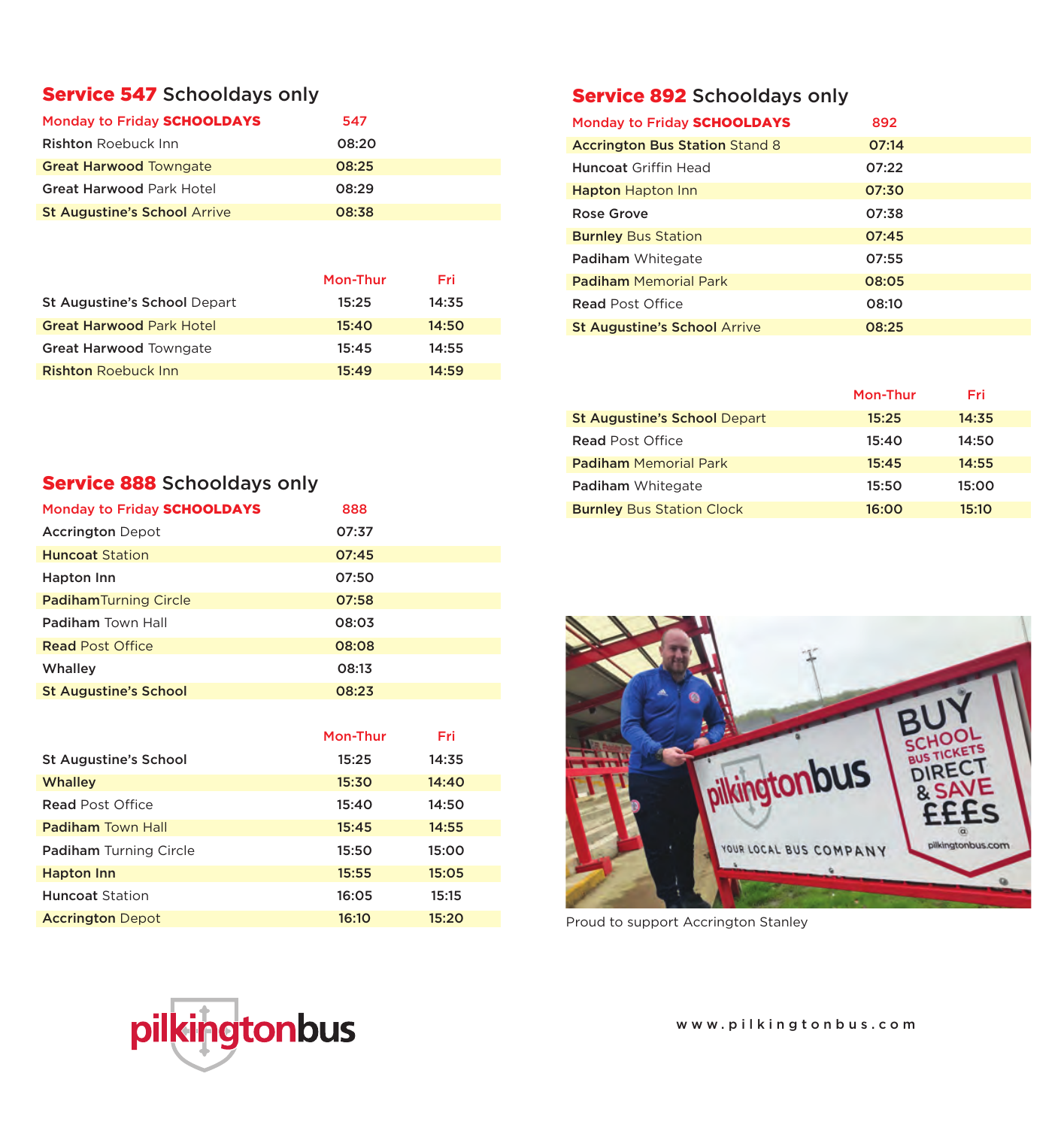## Service 547 Schooldays only

| Monday to Friday **SCHOOLDAYS** | 547 |
|---|---|
| **Rishton** Roebuck Inn | 08:20 |
| **Great Harwood** Towngate | 08:25 |
| **Great Harwood** Park Hotel | 08:29 |
| **St Augustine's School** Arrive | 08:38 |

| | Mon-Thur | Fri |
|---|---|---|
| **St Augustine's School** Depart | 15:25 | 14:35 |
| **Great Harwood** Park Hotel | 15:40 | 14:50 |
| **Great Harwood** Towngate | 15:45 | 14:55 |
| **Rishton** Roebuck Inn | 15:49 | 14:59 |

## Service 888 Schooldays only

| Monday to Friday **SCHOOLDAYS** | 888 |
|---|---|
| **Accrington** Depot | 07:37 |
| **Huncoat** Station | 07:45 |
| **Hapton Inn** | 07:50 |
| **Padiham**Turning Circle | 07:58 |
| **Padiham** Town Hall | 08:03 |
| **Read** Post Office | 08:08 |
| **Whalley** | 08:13 |
| **St Augustine's School** | 08:23 |

| | Mon-Thur | Fri |
|---|---|---|
| **St Augustine's School** | 15:25 | 14:35 |
| **Whalley** | 15:30 | 14:40 |
| **Read** Post Office | 15:40 | 14:50 |
| **Padiham** Town Hall | 15:45 | 14:55 |
| **Padiham** Turning Circle | 15:50 | 15:00 |
| **Hapton Inn** | 15:55 | 15:05 |
| **Huncoat** Station | 16:05 | 15:15 |
| **Accrington** Depot | 16:10 | 15:20 |

## Service 892 Schooldays only

| Monday to Friday **SCHOOLDAYS** | 892 |
|---|---|
| **Accrington Bus Station** Stand 8 | 07:14 |
| **Huncoat** Griffin Head | 07:22 |
| **Hapton** Hapton Inn | 07:30 |
| **Rose Grove** | 07:38 |
| **Burnley** Bus Station | 07:45 |
| **Padiham** Whitegate | 07:55 |
| **Padiham** Memorial Park | 08:05 |
| **Read** Post Office | 08:10 |
| **St Augustine's School** Arrive | 08:25 |

| | Mon-Thur | Fri |
|---|---|---|
| **St Augustine's School** Depart | 15:25 | 14:35 |
| **Read** Post Office | 15:40 | 14:50 |
| **Padiham** Memorial Park | 15:45 | 14:55 |
| **Padiham** Whitegate | 15:50 | 15:00 |
| **Burnley** Bus Station Clock | 16:00 | 15:10 |

Proud to support Accrington Stanley

pilkingtonbus

www.pilkingtonbus.com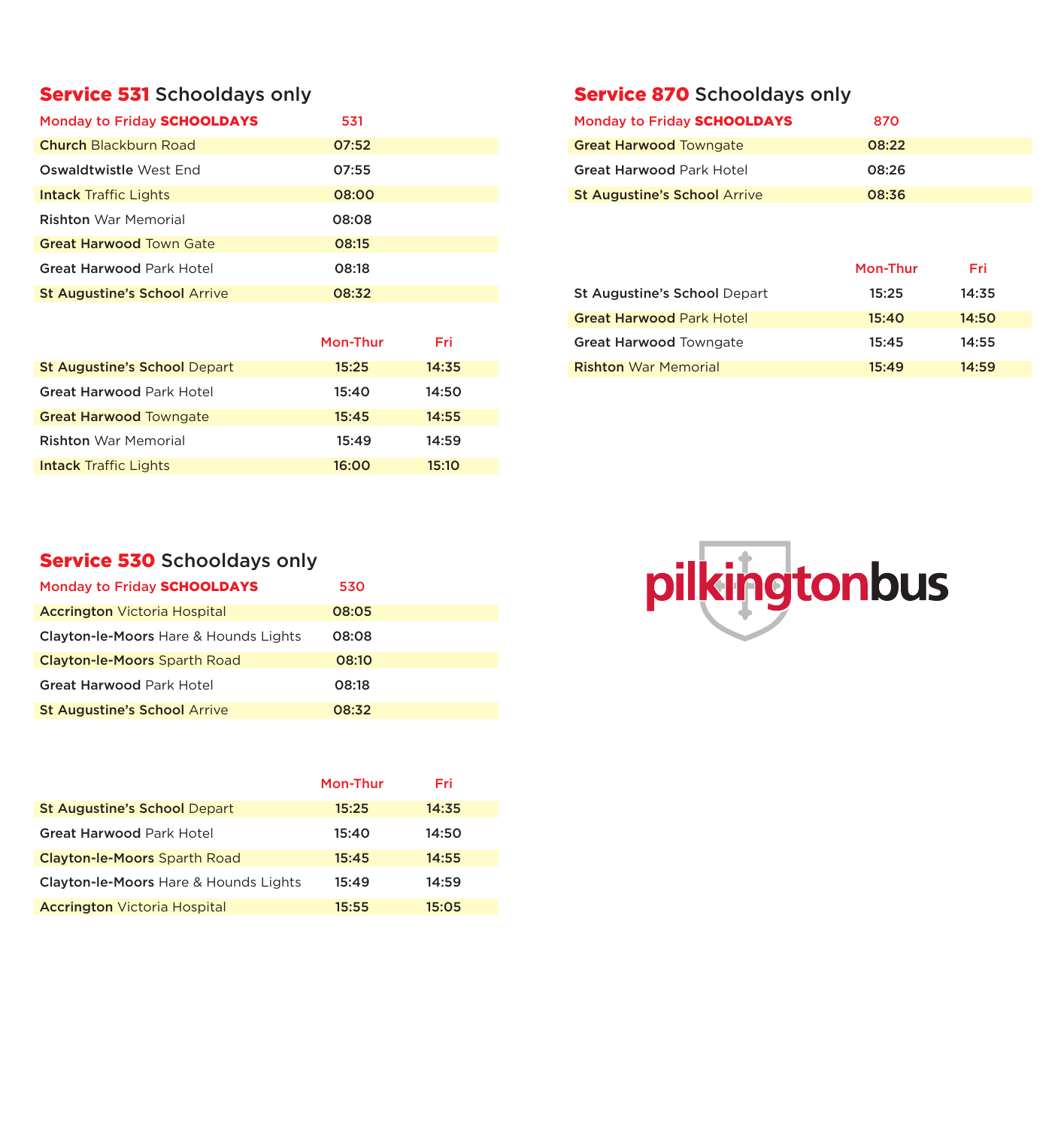## **Service 531** Schooldays only

| Monday to Friday **SCHOOLDAYS** | 531 |
|---|---|
| **Church** Blackburn Road | 07:52 |
| **Oswaldtwistle** West End | 07:55 |
| **Intack** Traffic Lights | 08:00 |
| **Rishton** War Memorial | 08:08 |
| **Great Harwood** Town Gate | 08:15 |
| **Great Harwood** Park Hotel | 08:18 |
| **St Augustine's School** Arrive | 08:32 |

| | Mon-Thur | Fri |
|---|---|---|
| **St Augustine's School** Depart | 15:25 | 14:35 |
| **Great Harwood** Park Hotel | 15:40 | 14:50 |
| **Great Harwood** Towngate | 15:45 | 14:55 |
| **Rishton** War Memorial | 15:49 | 14:59 |
| **Intack** Traffic Lights | 16:00 | 15:10 |

## **Service 870** Schooldays only

| Monday to Friday **SCHOOLDAYS** | 870 |
|---|---|
| **Great Harwood** Towngate | 08:22 |
| **Great Harwood** Park Hotel | 08:26 |
| **St Augustine's School** Arrive | 08:36 |

| | Mon-Thur | Fri |
|---|---|---|
| **St Augustine's School** Depart | 15:25 | 14:35 |
| **Great Harwood** Park Hotel | 15:40 | 14:50 |
| **Great Harwood** Towngate | 15:45 | 14:55 |
| **Rishton** War Memorial | 15:49 | 14:59 |

## **Service 530** Schooldays only

| Monday to Friday **SCHOOLDAYS** | 530 |
|---|---|
| **Accrington** Victoria Hospital | 08:05 |
| **Clayton-le-Moors** Hare & Hounds Lights | 08:08 |
| **Clayton-le-Moors** Sparth Road | 08:10 |
| **Great Harwood** Park Hotel | 08:18 |
| **St Augustine's School** Arrive | 08:32 |

| | Mon-Thur | Fri |
|---|---|---|
| **St Augustine's School** Depart | 15:25 | 14:35 |
| **Great Harwood** Park Hotel | 15:40 | 14:50 |
| **Clayton-le-Moors** Sparth Road | 15:45 | 14:55 |
| **Clayton-le-Moors** Hare & Hounds Lights | 15:49 | 14:59 |
| **Accrington** Victoria Hospital | 15:55 | 15:05 |

pilkingtonbus